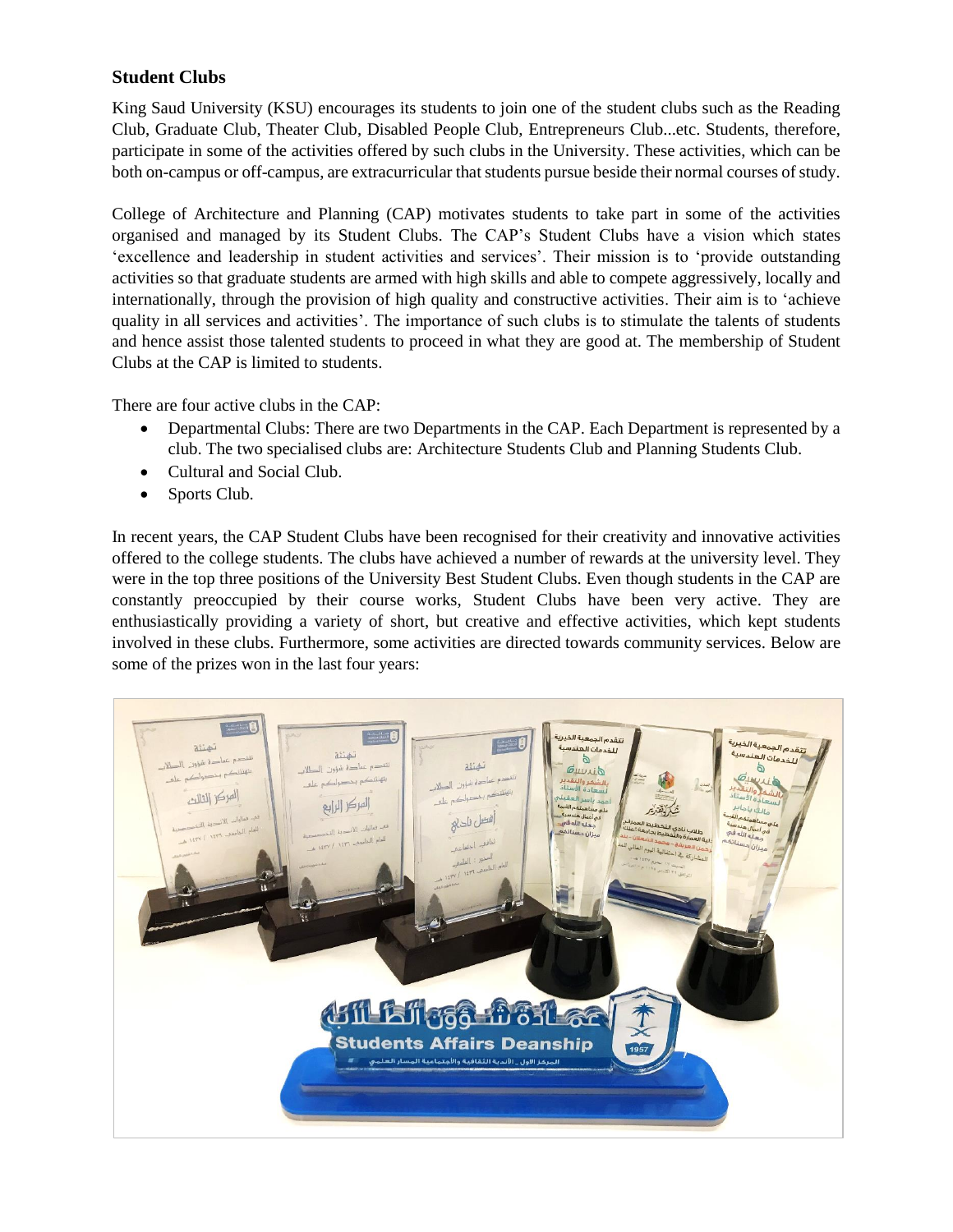## Student Clubs

King Saud University (KSU) encourages its students to join one of the student clubs such as the Reading Club, Graduate Club, Theater Club, Disabled People Club, Entrepreneurs Club...etc. Students, therefore, participate in some of the activities offered by such clubs in the University. These activities, which can be both on-campus or off-campus, are extracurricular that students pursue beside their normal courses of study.

College of Architecture and Planning (CAP) motivates students to take part in some of the activities organised and managed by its Student Clubs. The CAP's Student Clubs have a vision which states 'excellence and leadership in student activities and services'. Their mission is to 'provide outstanding activities so that graduate students are armed with high skills and able to compete aggressively, locally and internationally, through the provision of high quality and constructive activities. Their aim is to 'achieve quality in all services and activities'. The importance of such clubs is to stimulate the talents of students and hence assist those talented students to proceed in what they are good at. The membership of Student Clubs at the CAP is limited to students.

There are four active clubs in the CAP:

- Departmental Clubs: There are two Departments in the CAP. Each Department is represented by a club. The two specialised clubs are: Architecture Students Club and Planning Students Club.
- Cultural and Social Club.
- Sports Club.

In recent years, the CAP Student Clubs have been recognised for their creativity and innovative activities offered to the college students. The clubs have achieved a number of rewards at the university level. They were in the top three positions of the University Best Student Clubs. Even though students in the CAP are constantly preoccupied by their course works, Student Clubs have been very active. They are enthusiastically providing a variety of short, but creative and effective activities, which kept students involved in these clubs. Furthermore, some activities are directed towards community services. Below are some of the prizes won in the last four years: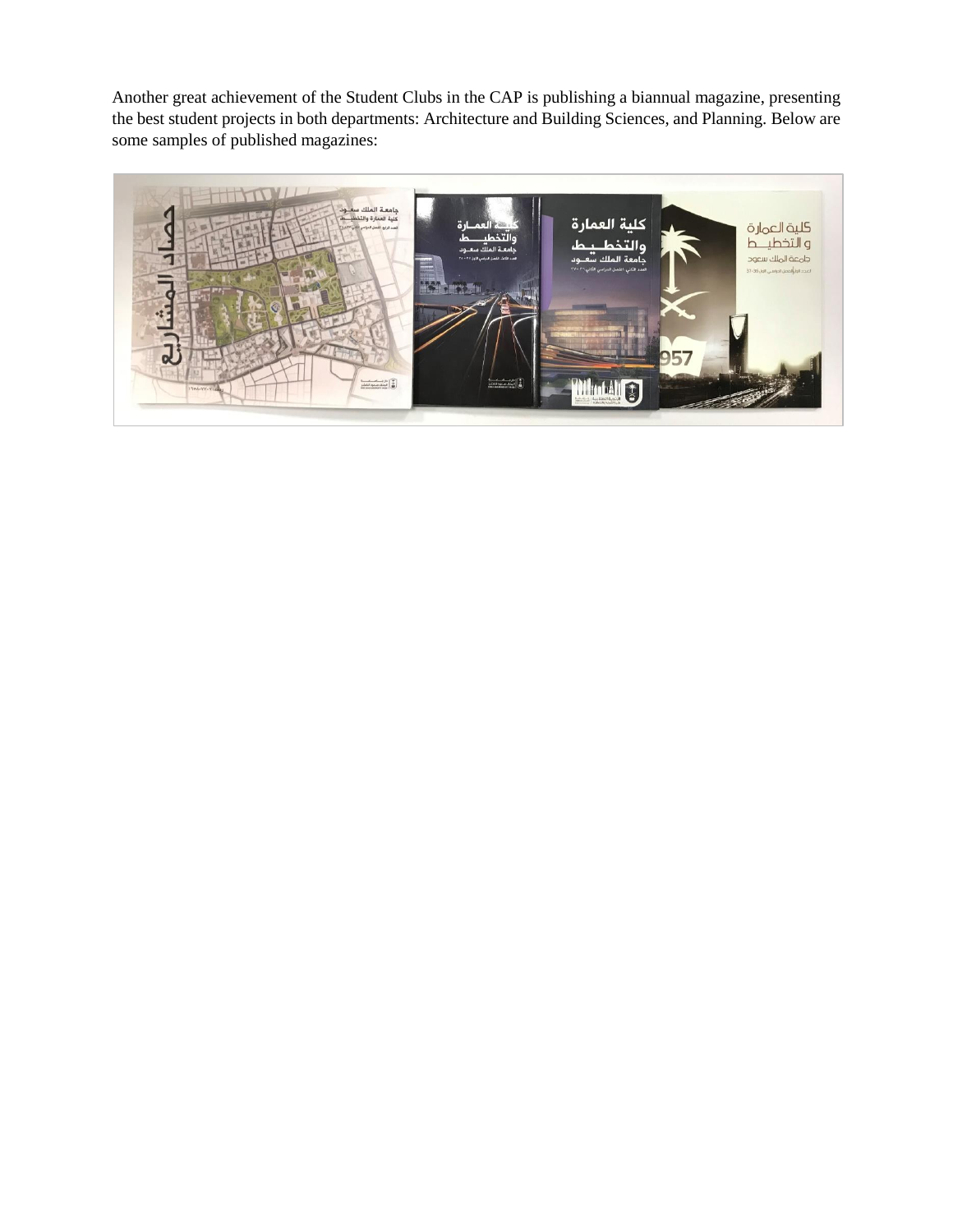Another great achievement of the Student Clubs in the CAP is publishing a biannual magazine, presenting the best student projects in both departments: Architecture and Building Sciences, and Planning. Below are some samples of published magazines: